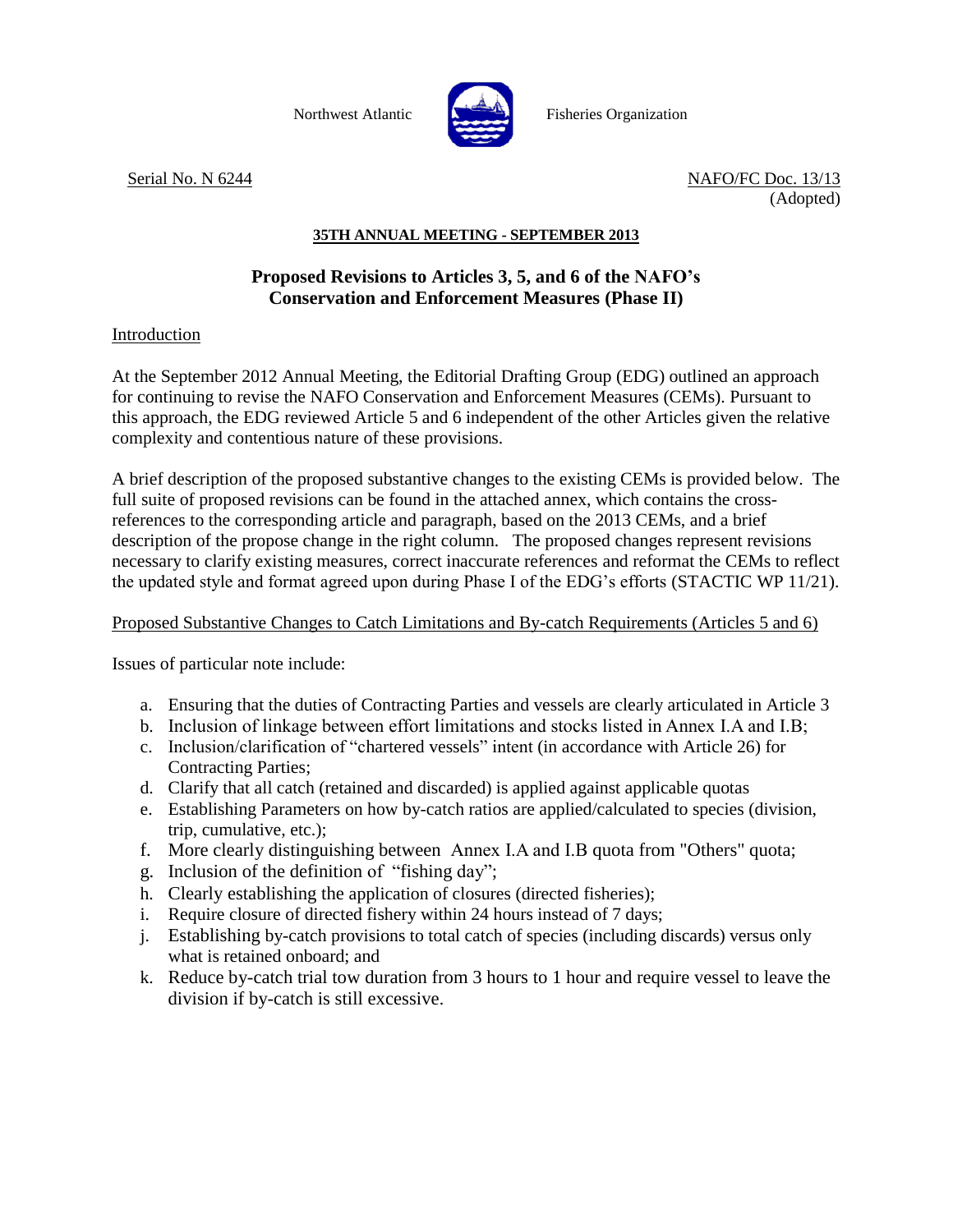Northwest Atlantic Fisheries Organization

Serial No. N 6244

NAFO/FC Doc. 13/13 (Adopted)

**35TH ANNUAL MEETING - SEPTEMBER 2013**

# Proposed Revisions to Articles 3, 5, and 6 of the NAFO's Conservation and Enforcement Measures (Phase II)

## Introduction

At the September 2012 Annual Meeting, the Editorial Drafting Group (EDG) outlined an approach for continuing to revise the NAFO Conservation and Enforcement Measures (CEMs). Pursuant to this approach, the EDG reviewed Article 5 and 6 independent of the other Articles given the relative complexity and contentious nature of these provisions.

A brief description of the proposed substantive changes to the existing CEMs is provided below. The full suite of proposed revisions can be found in the attached annex, which contains the cross-references to the corresponding article and paragraph, based on the 2013 CEMs, and a brief description of the propose change in the right column. The proposed changes represent revisions necessary to clarify existing measures, correct inaccurate references and reformat the CEMs to reflect the updated style and format agreed upon during Phase I of the EDG's efforts (STACTIC WP 11/21).

## Proposed Substantive Changes to Catch Limitations and By-catch Requirements (Articles 5 and 6)

Issues of particular note include:

a. Ensuring that the duties of Contracting Parties and vessels are clearly articulated in Article 3
b. Inclusion of linkage between effort limitations and stocks listed in Annex I.A and I.B;
c. Inclusion/clarification of "chartered vessels" intent (in accordance with Article 26) for Contracting Parties;
d. Clarify that all catch (retained and discarded) is applied against applicable quotas
e. Establishing Parameters on how by-catch ratios are applied/calculated to species (division, trip, cumulative, etc.);
f. More clearly distinguishing between Annex I.A and I.B quota from "Others" quota;
g. Inclusion of the definition of "fishing day";
h. Clearly establishing the application of closures (directed fisheries);
i. Require closure of directed fishery within 24 hours instead of 7 days;
j. Establishing by-catch provisions to total catch of species (including discards) versus only what is retained onboard; and
k. Reduce by-catch trial tow duration from 3 hours to 1 hour and require vessel to leave the division if by-catch is still excessive.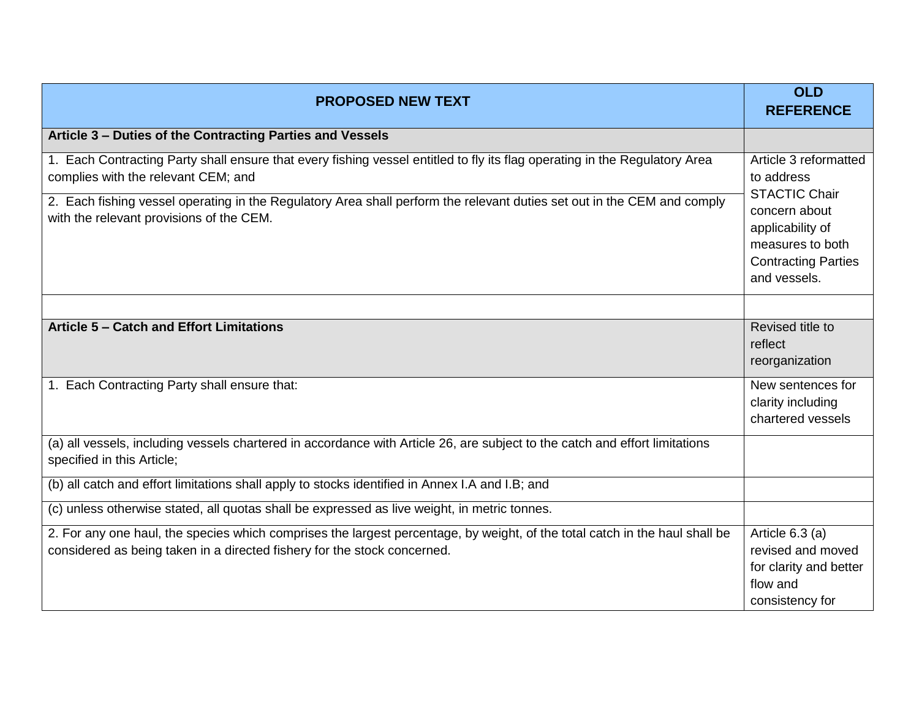| PROPOSED NEW TEXT | OLD REFERENCE |
|---|---|
| **Article 3 – Duties of the Contracting Parties and Vessels** | |
| 1. Each Contracting Party shall ensure that every fishing vessel entitled to fly its flag operating in the Regulatory Area complies with the relevant CEM; and | Article 3 reformatted to address STACTIC Chair concern about applicability of measures to both Contracting Parties and vessels. |
| 2. Each fishing vessel operating in the Regulatory Area shall perform the relevant duties set out in the CEM and comply with the relevant provisions of the CEM. | |
| | |
| **Article 5 – Catch and Effort Limitations** | Revised title to reflect reorganization |
| 1. Each Contracting Party shall ensure that: | New sentences for clarity including chartered vessels |
| (a) all vessels, including vessels chartered in accordance with Article 26, are subject to the catch and effort limitations specified in this Article; | |
| (b) all catch and effort limitations shall apply to stocks identified in Annex I.A and I.B; and | |
| (c) unless otherwise stated, all quotas shall be expressed as live weight, in metric tonnes. | |
| 2. For any one haul, the species which comprises the largest percentage, by weight, of the total catch in the haul shall be considered as being taken in a directed fishery for the stock concerned. | Article 6.3 (a) revised and moved for clarity and better flow and consistency for |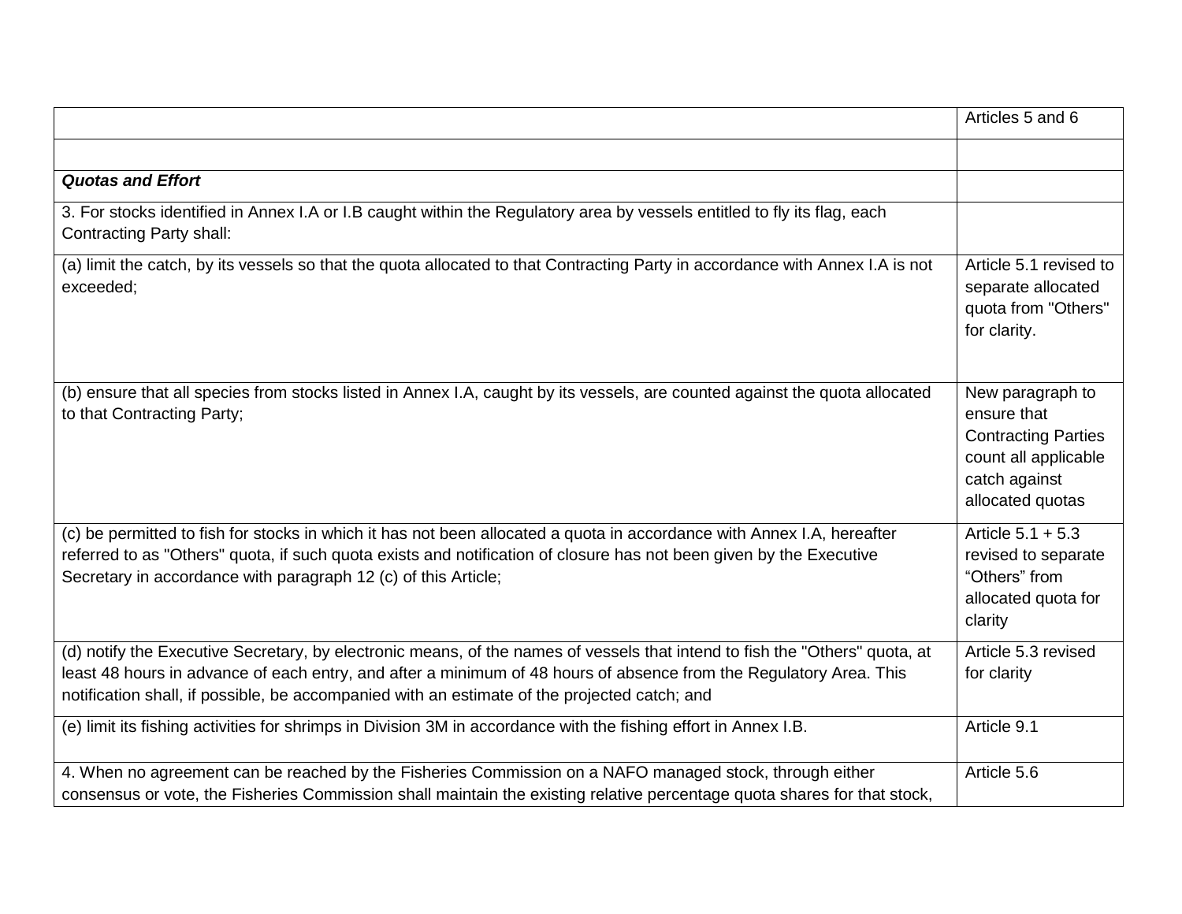| | |
|---|---|
| | Articles 5 and 6 |
| | |
| ***Quotas and Effort*** | |
| 3. For stocks identified in Annex I.A or I.B caught within the Regulatory area by vessels entitled to fly its flag, each Contracting Party shall: | |
| (a) limit the catch, by its vessels so that the quota allocated to that Contracting Party in accordance with Annex I.A is not exceeded; | Article 5.1 revised to separate allocated quota from "Others" for clarity. |
| (b) ensure that all species from stocks listed in Annex I.A, caught by its vessels, are counted against the quota allocated to that Contracting Party; | New paragraph to ensure that Contracting Parties count all applicable catch against allocated quotas |
| (c) be permitted to fish for stocks in which it has not been allocated a quota in accordance with Annex I.A, hereafter referred to as "Others" quota, if such quota exists and notification of closure has not been given by the Executive Secretary in accordance with paragraph 12 (c) of this Article; | Article 5.1 + 5.3 revised to separate "Others" from allocated quota for clarity |
| (d) notify the Executive Secretary, by electronic means, of the names of vessels that intend to fish the "Others" quota, at least 48 hours in advance of each entry, and after a minimum of 48 hours of absence from the Regulatory Area. This notification shall, if possible, be accompanied with an estimate of the projected catch; and | Article 5.3 revised for clarity |
| (e) limit its fishing activities for shrimps in Division 3M in accordance with the fishing effort in Annex I.B. | Article 9.1 |
| 4. When no agreement can be reached by the Fisheries Commission on a NAFO managed stock, through either consensus or vote, the Fisheries Commission shall maintain the existing relative percentage quota shares for that stock, | Article 5.6 |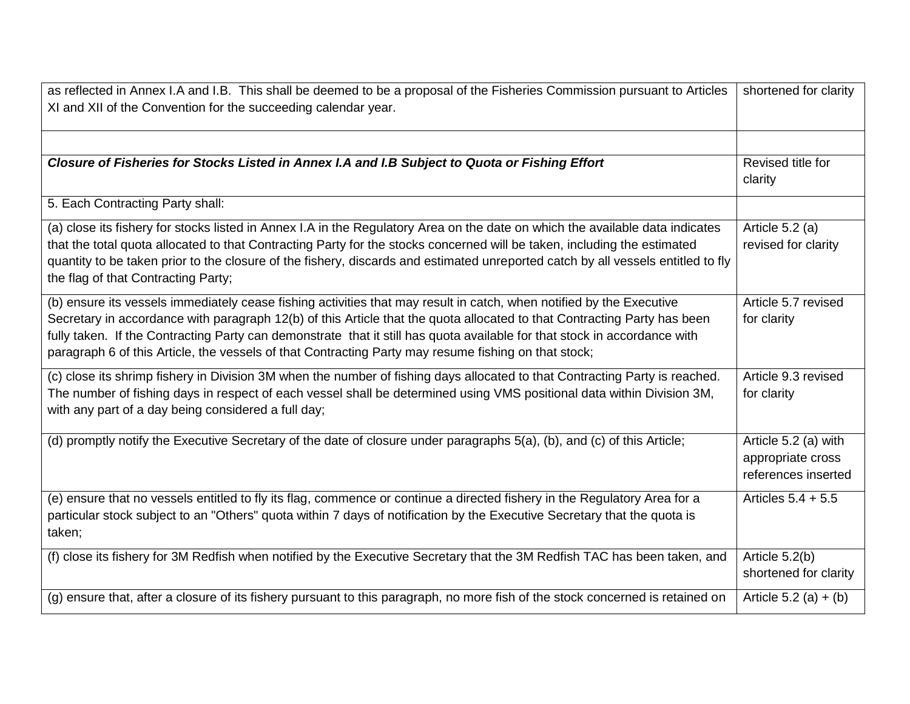| | |
|---|---|
| as reflected in Annex I.A and I.B. This shall be deemed to be a proposal of the Fisheries Commission pursuant to Articles XI and XII of the Convention for the succeeding calendar year. | shortened for clarity |
| | |
| ***Closure of Fisheries for Stocks Listed in Annex I.A and I.B Subject to Quota or Fishing Effort*** | Revised title for clarity |
| 5. Each Contracting Party shall: | |
| (a) close its fishery for stocks listed in Annex I.A in the Regulatory Area on the date on which the available data indicates that the total quota allocated to that Contracting Party for the stocks concerned will be taken, including the estimated quantity to be taken prior to the closure of the fishery, discards and estimated unreported catch by all vessels entitled to fly the flag of that Contracting Party; | Article 5.2 (a) revised for clarity |
| (b) ensure its vessels immediately cease fishing activities that may result in catch, when notified by the Executive Secretary in accordance with paragraph 12(b) of this Article that the quota allocated to that Contracting Party has been fully taken. If the Contracting Party can demonstrate that it still has quota available for that stock in accordance with paragraph 6 of this Article, the vessels of that Contracting Party may resume fishing on that stock; | Article 5.7 revised for clarity |
| (c) close its shrimp fishery in Division 3M when the number of fishing days allocated to that Contracting Party is reached. The number of fishing days in respect of each vessel shall be determined using VMS positional data within Division 3M, with any part of a day being considered a full day; | Article 9.3 revised for clarity |
| (d) promptly notify the Executive Secretary of the date of closure under paragraphs 5(a), (b), and (c) of this Article; | Article 5.2 (a) with appropriate cross references inserted |
| (e) ensure that no vessels entitled to fly its flag, commence or continue a directed fishery in the Regulatory Area for a particular stock subject to an "Others" quota within 7 days of notification by the Executive Secretary that the quota is taken; | Articles 5.4 + 5.5 |
| (f) close its fishery for 3M Redfish when notified by the Executive Secretary that the 3M Redfish TAC has been taken, and | Article 5.2(b) shortened for clarity |
| (g) ensure that, after a closure of its fishery pursuant to this paragraph, no more fish of the stock concerned is retained on | Article 5.2 (a) + (b) |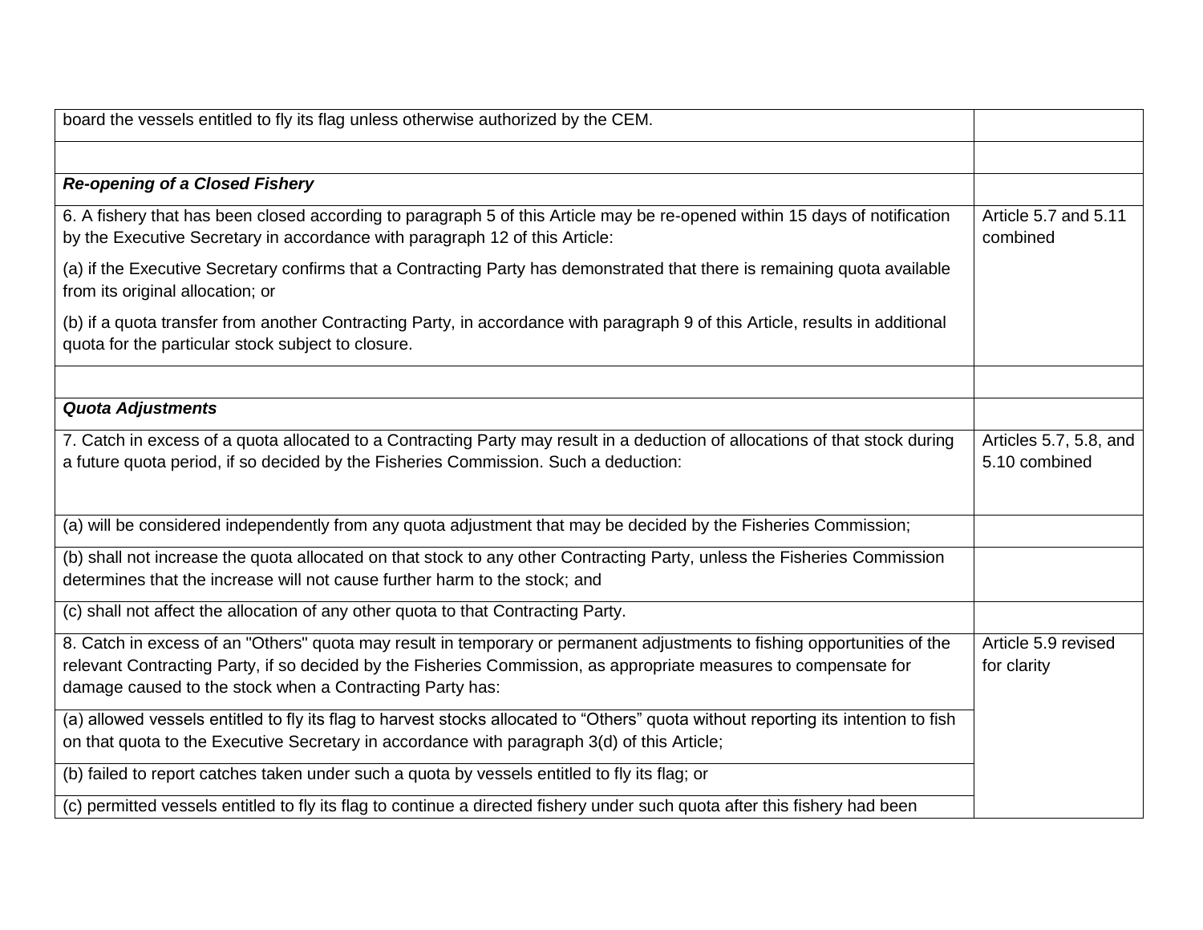| | |
|---|---|
| board the vessels entitled to fly its flag unless otherwise authorized by the CEM. | |
| | |
| ***Re-opening of a Closed Fishery*** | |
| 6. A fishery that has been closed according to paragraph 5 of this Article may be re-opened within 15 days of notification by the Executive Secretary in accordance with paragraph 12 of this Article:<br><br>(a) if the Executive Secretary confirms that a Contracting Party has demonstrated that there is remaining quota available from its original allocation; or<br><br>(b) if a quota transfer from another Contracting Party, in accordance with paragraph 9 of this Article, results in additional quota for the particular stock subject to closure. | Article 5.7 and 5.11 combined |
| | |
| ***Quota Adjustments*** | |
| 7. Catch in excess of a quota allocated to a Contracting Party may result in a deduction of allocations of that stock during a future quota period, if so decided by the Fisheries Commission. Such a deduction: | Articles 5.7, 5.8, and 5.10 combined |
| (a) will be considered independently from any quota adjustment that may be decided by the Fisheries Commission; | |
| (b) shall not increase the quota allocated on that stock to any other Contracting Party, unless the Fisheries Commission determines that the increase will not cause further harm to the stock; and | |
| (c) shall not affect the allocation of any other quota to that Contracting Party. | |
| 8. Catch in excess of an "Others" quota may result in temporary or permanent adjustments to fishing opportunities of the relevant Contracting Party, if so decided by the Fisheries Commission, as appropriate measures to compensate for damage caused to the stock when a Contracting Party has:<br><br>(a) allowed vessels entitled to fly its flag to harvest stocks allocated to "Others" quota without reporting its intention to fish on that quota to the Executive Secretary in accordance with paragraph 3(d) of this Article;<br><br>(b) failed to report catches taken under such a quota by vessels entitled to fly its flag; or<br><br>(c) permitted vessels entitled to fly its flag to continue a directed fishery under such quota after this fishery had been | Article 5.9 revised for clarity |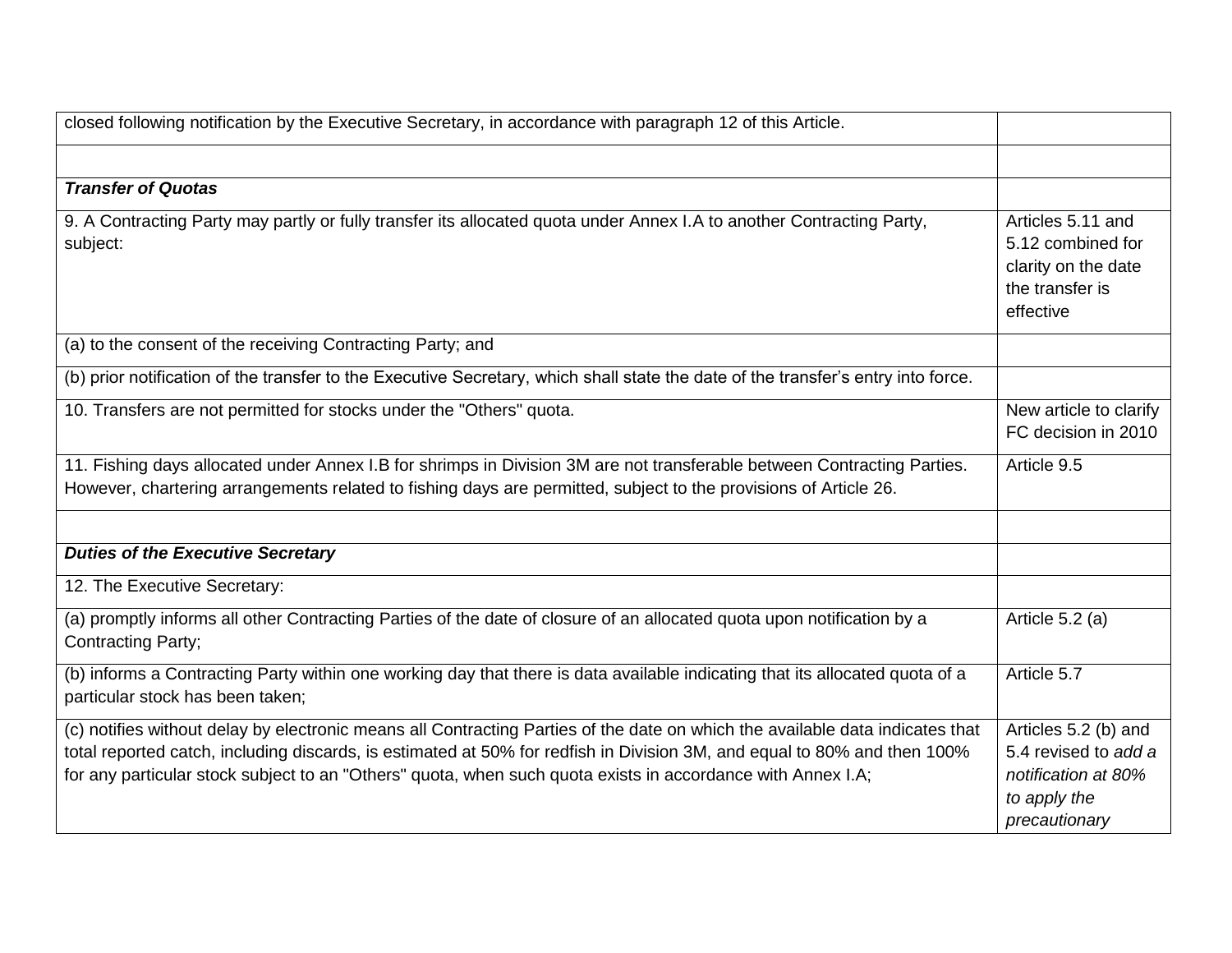| | |
|---|---|
| closed following notification by the Executive Secretary, in accordance with paragraph 12 of this Article. | |
| | |
| ***Transfer of Quotas*** | |
| 9. A Contracting Party may partly or fully transfer its allocated quota under Annex I.A to another Contracting Party, subject: | Articles 5.11 and 5.12 combined for clarity on the date the transfer is effective |
| (a) to the consent of the receiving Contracting Party; and | |
| (b) prior notification of the transfer to the Executive Secretary, which shall state the date of the transfer's entry into force. | |
| 10. Transfers are not permitted for stocks under the "Others" quota. | New article to clarify FC decision in 2010 |
| 11. Fishing days allocated under Annex I.B for shrimps in Division 3M are not transferable between Contracting Parties. However, chartering arrangements related to fishing days are permitted, subject to the provisions of Article 26. | Article 9.5 |
| | |
| ***Duties of the Executive Secretary*** | |
| 12. The Executive Secretary: | |
| (a) promptly informs all other Contracting Parties of the date of closure of an allocated quota upon notification by a Contracting Party; | Article 5.2 (a) |
| (b) informs a Contracting Party within one working day that there is data available indicating that its allocated quota of a particular stock has been taken; | Article 5.7 |
| (c) notifies without delay by electronic means all Contracting Parties of the date on which the available data indicates that total reported catch, including discards, is estimated at 50% for redfish in Division 3M, and equal to 80% and then 100% for any particular stock subject to an "Others" quota, when such quota exists in accordance with Annex I.A; | Articles 5.2 (b) and 5.4 revised to *add a notification at 80% to apply the precautionary* |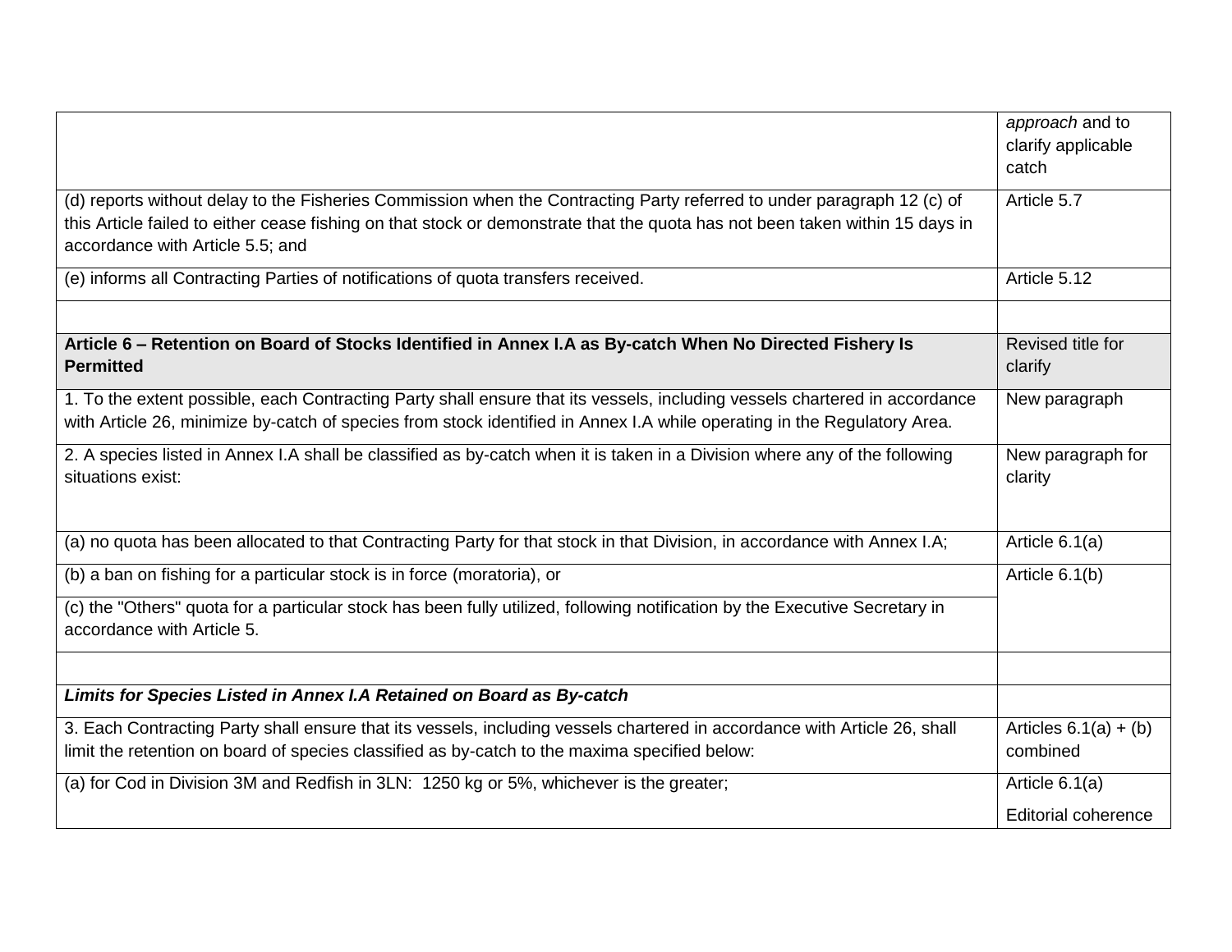| | |
|---|---|
| | *approach* and to clarify applicable catch |
| (d) reports without delay to the Fisheries Commission when the Contracting Party referred to under paragraph 12 (c) of this Article failed to either cease fishing on that stock or demonstrate that the quota has not been taken within 15 days in accordance with Article 5.5; and | Article 5.7 |
| (e) informs all Contracting Parties of notifications of quota transfers received. | Article 5.12 |
| | |
| **Article 6 – Retention on Board of Stocks Identified in Annex I.A as By-catch When No Directed Fishery Is Permitted** | Revised title for clarify |
| 1. To the extent possible, each Contracting Party shall ensure that its vessels, including vessels chartered in accordance with Article 26, minimize by-catch of species from stock identified in Annex I.A while operating in the Regulatory Area. | New paragraph |
| 2. A species listed in Annex I.A shall be classified as by-catch when it is taken in a Division where any of the following situations exist: | New paragraph for clarity |
| (a) no quota has been allocated to that Contracting Party for that stock in that Division, in accordance with Annex I.A; | Article 6.1(a) |
| (b) a ban on fishing for a particular stock is in force (moratoria), or | Article 6.1(b) |
| (c) the "Others" quota for a particular stock has been fully utilized, following notification by the Executive Secretary in accordance with Article 5. | |
| | |
| ***Limits for Species Listed in Annex I.A Retained on Board as By-catch*** | |
| 3. Each Contracting Party shall ensure that its vessels, including vessels chartered in accordance with Article 26, shall limit the retention on board of species classified as by-catch to the maxima specified below: | Articles 6.1(a) + (b) combined |
| (a) for Cod in Division 3M and Redfish in 3LN: 1250 kg or 5%, whichever is the greater; | Article 6.1(a)<br><br>Editorial coherence |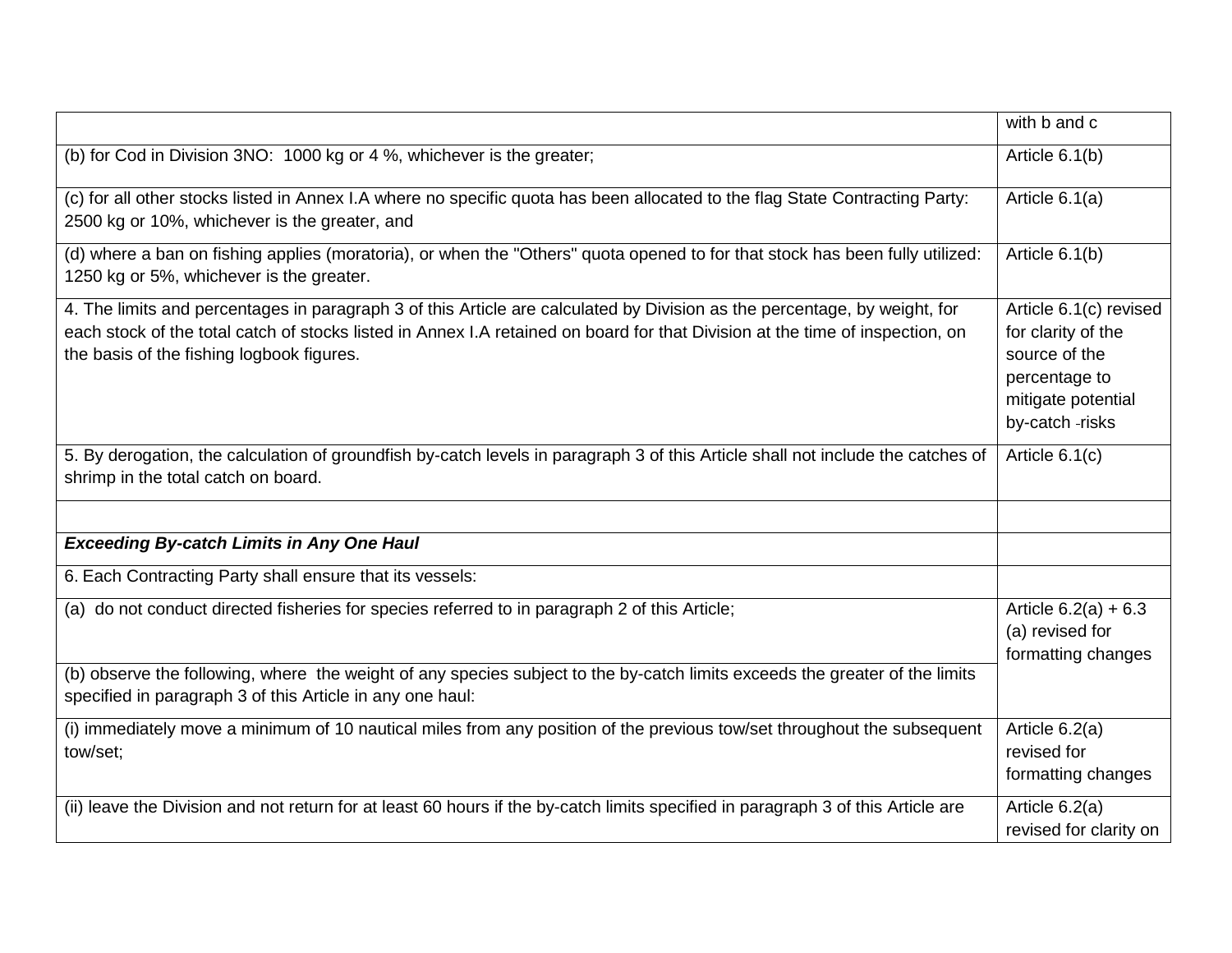| | |
|---|---|
| | with b and c |
| (b) for Cod in Division 3NO: 1000 kg or 4 %, whichever is the greater; | Article 6.1(b) |
| (c) for all other stocks listed in Annex I.A where no specific quota has been allocated to the flag State Contracting Party: 2500 kg or 10%, whichever is the greater, and | Article 6.1(a) |
| (d) where a ban on fishing applies (moratoria), or when the "Others" quota opened to for that stock has been fully utilized: 1250 kg or 5%, whichever is the greater. | Article 6.1(b) |
| 4. The limits and percentages in paragraph 3 of this Article are calculated by Division as the percentage, by weight, for each stock of the total catch of stocks listed in Annex I.A retained on board for that Division at the time of inspection, on the basis of the fishing logbook figures. | Article 6.1(c) revised for clarity of the source of the percentage to mitigate potential by-catch -risks |
| 5. By derogation, the calculation of groundfish by-catch levels in paragraph 3 of this Article shall not include the catches of shrimp in the total catch on board. | Article 6.1(c) |
| | |
| ***Exceeding By-catch Limits in Any One Haul*** | |
| 6. Each Contracting Party shall ensure that its vessels: | |
| (a) do not conduct directed fisheries for species referred to in paragraph 2 of this Article; | Article 6.2(a) + 6.3 (a) revised for formatting changes |
| (b) observe the following, where the weight of any species subject to the by-catch limits exceeds the greater of the limits specified in paragraph 3 of this Article in any one haul: | |
| (i) immediately move a minimum of 10 nautical miles from any position of the previous tow/set throughout the subsequent tow/set; | Article 6.2(a) revised for formatting changes |
| (ii) leave the Division and not return for at least 60 hours if the by-catch limits specified in paragraph 3 of this Article are | Article 6.2(a) revised for clarity on |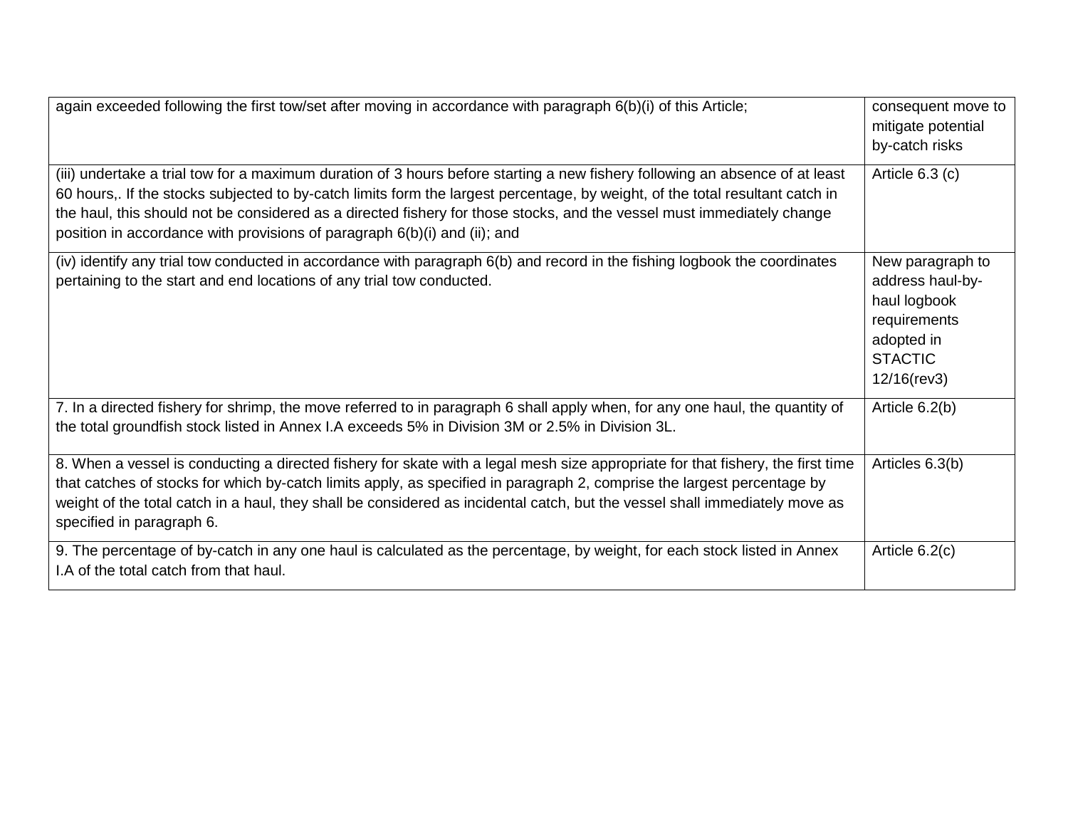| | |
|---|---|
| again exceeded following the first tow/set after moving in accordance with paragraph 6(b)(i) of this Article; | consequent move to mitigate potential by-catch risks |
| (iii) undertake a trial tow for a maximum duration of 3 hours before starting a new fishery following an absence of at least 60 hours,. If the stocks subjected to by-catch limits form the largest percentage, by weight, of the total resultant catch in the haul, this should not be considered as a directed fishery for those stocks, and the vessel must immediately change position in accordance with provisions of paragraph 6(b)(i) and (ii); and | Article 6.3 (c) |
| (iv) identify any trial tow conducted in accordance with paragraph 6(b) and record in the fishing logbook the coordinates pertaining to the start and end locations of any trial tow conducted. | New paragraph to address haul-by-haul logbook requirements adopted in STACTIC 12/16(rev3) |
| 7. In a directed fishery for shrimp, the move referred to in paragraph 6 shall apply when, for any one haul, the quantity of the total groundfish stock listed in Annex I.A exceeds 5% in Division 3M or 2.5% in Division 3L. | Article 6.2(b) |
| 8. When a vessel is conducting a directed fishery for skate with a legal mesh size appropriate for that fishery, the first time that catches of stocks for which by-catch limits apply, as specified in paragraph 2, comprise the largest percentage by weight of the total catch in a haul, they shall be considered as incidental catch, but the vessel shall immediately move as specified in paragraph 6. | Articles 6.3(b) |
| 9. The percentage of by-catch in any one haul is calculated as the percentage, by weight, for each stock listed in Annex I.A of the total catch from that haul. | Article 6.2(c) |